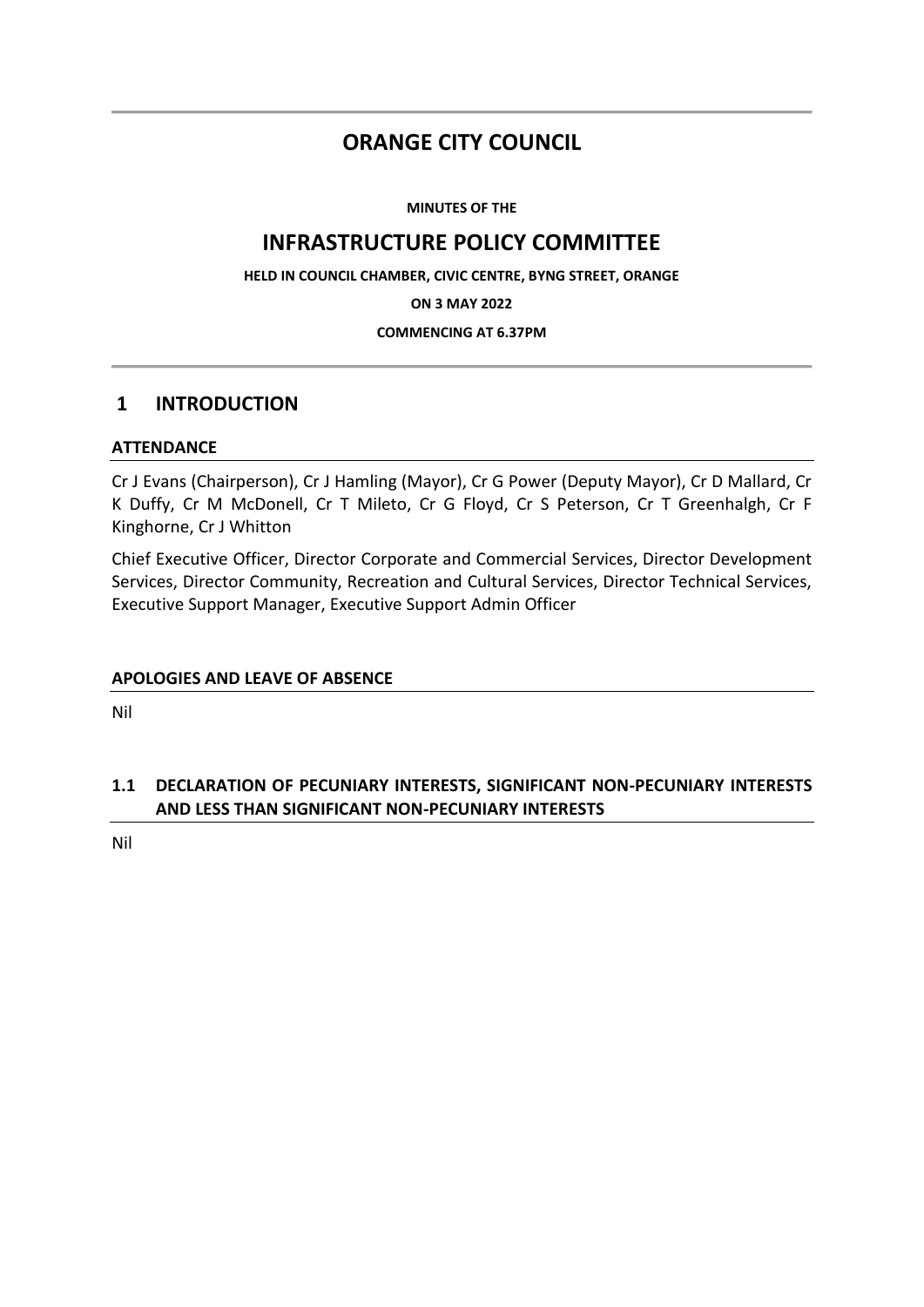# ORANGE CITY COUNCIL

**MINUTES OF THE**

## INFRASTRUCTURE POLICY COMMITTEE

**HELD IN COUNCIL CHAMBER, CIVIC CENTRE, BYNG STREET, ORANGE**

**ON 3 MAY 2022**

**COMMENCING AT 6.37PM**

## 1 INTRODUCTION

### ATTENDANCE

Cr J Evans (Chairperson), Cr J Hamling (Mayor), Cr G Power (Deputy Mayor), Cr D Mallard, Cr K Duffy, Cr M McDonell, Cr T Mileto, Cr G Floyd, Cr S Peterson, Cr T Greenhalgh, Cr F Kinghorne, Cr J Whitton

Chief Executive Officer, Director Corporate and Commercial Services, Director Development Services, Director Community, Recreation and Cultural Services, Director Technical Services, Executive Support Manager, Executive Support Admin Officer

### APOLOGIES AND LEAVE OF ABSENCE

Nil

### 1.1 DECLARATION OF PECUNIARY INTERESTS, SIGNIFICANT NON-PECUNIARY INTERESTS AND LESS THAN SIGNIFICANT NON-PECUNIARY INTERESTS

Nil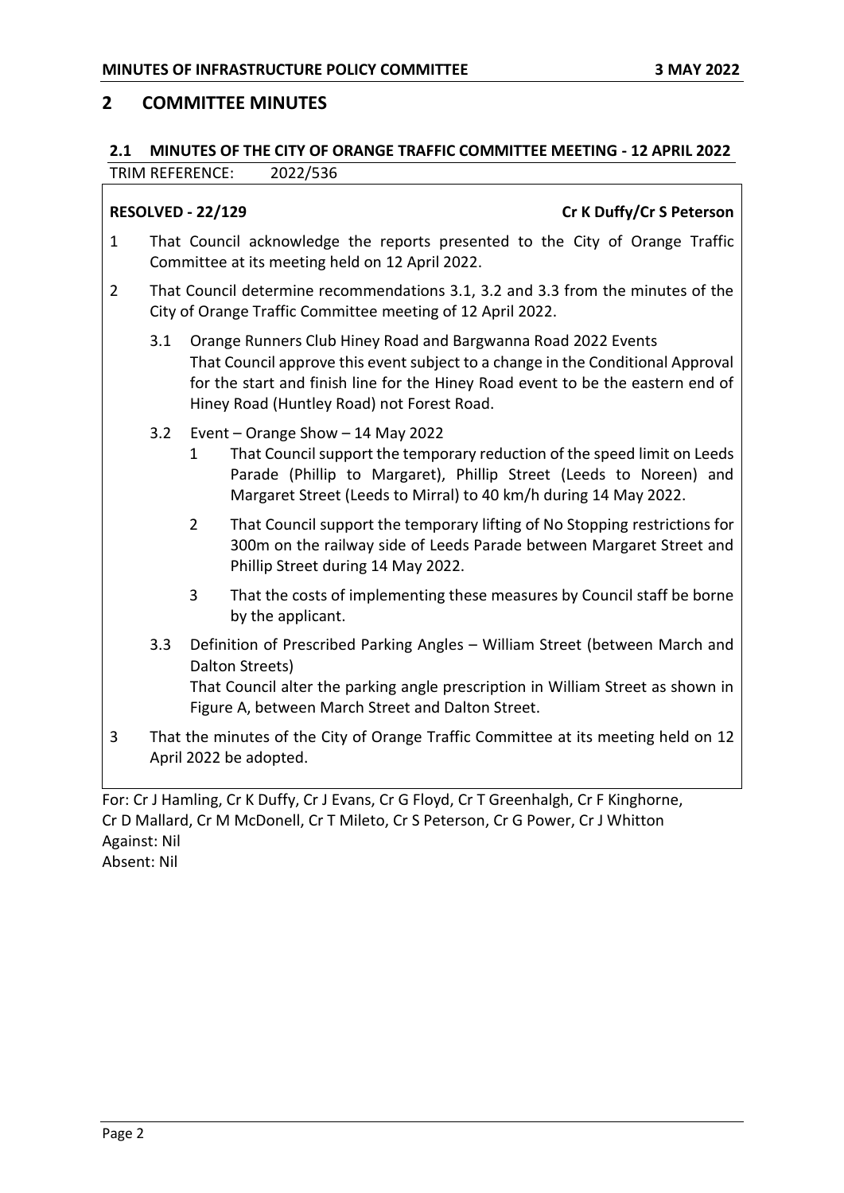## 2 COMMITTEE MINUTES

### 2.1 MINUTES OF THE CITY OF ORANGE TRAFFIC COMMITTEE MEETING - 12 APRIL 2022

TRIM REFERENCE: 2022/536

**RESOLVED - 22/129** **Cr K Duffy/Cr S Peterson**

1. That Council acknowledge the reports presented to the City of Orange Traffic Committee at its meeting held on 12 April 2022.
2. That Council determine recommendations 3.1, 3.2 and 3.3 from the minutes of the City of Orange Traffic Committee meeting of 12 April 2022.

   3.1 Orange Runners Club Hiney Road and Bargwanna Road 2022 Events
   That Council approve this event subject to a change in the Conditional Approval for the start and finish line for the Hiney Road event to be the eastern end of Hiney Road (Huntley Road) not Forest Road.

   3.2 Event – Orange Show – 14 May 2022
   1. That Council support the temporary reduction of the speed limit on Leeds Parade (Phillip to Margaret), Phillip Street (Leeds to Noreen) and Margaret Street (Leeds to Mirral) to 40 km/h during 14 May 2022.
   2. That Council support the temporary lifting of No Stopping restrictions for 300m on the railway side of Leeds Parade between Margaret Street and Phillip Street during 14 May 2022.
   3. That the costs of implementing these measures by Council staff be borne by the applicant.

   3.3 Definition of Prescribed Parking Angles – William Street (between March and Dalton Streets)
   That Council alter the parking angle prescription in William Street as shown in Figure A, between March Street and Dalton Street.

3. That the minutes of the City of Orange Traffic Committee at its meeting held on 12 April 2022 be adopted.

For: Cr J Hamling, Cr K Duffy, Cr J Evans, Cr G Floyd, Cr T Greenhalgh, Cr F Kinghorne, Cr D Mallard, Cr M McDonell, Cr T Mileto, Cr S Peterson, Cr G Power, Cr J Whitton
Against: Nil
Absent: Nil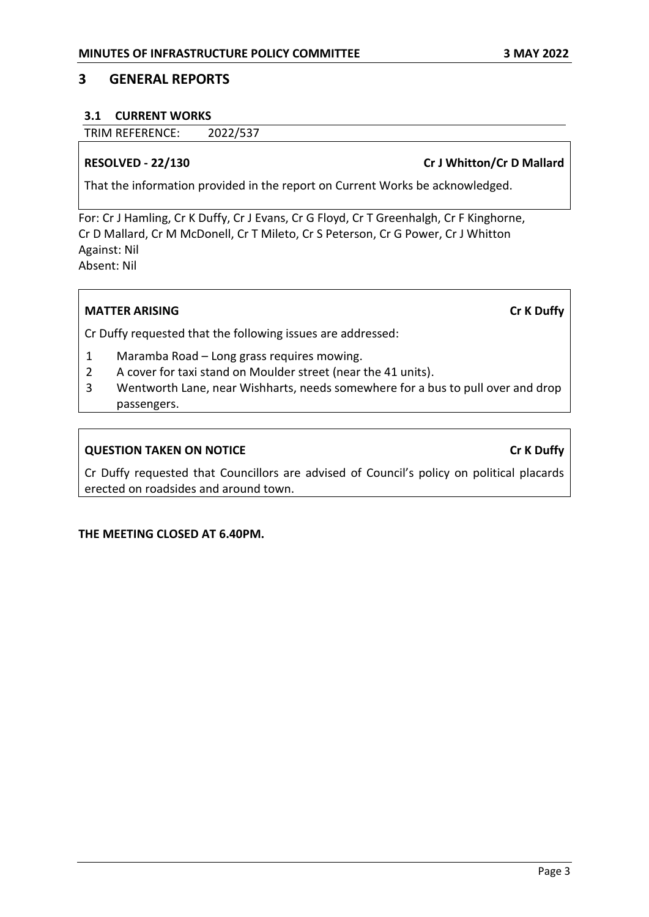## 3 GENERAL REPORTS

### 3.1 CURRENT WORKS

TRIM REFERENCE: 2022/537

**RESOLVED - 22/130** **Cr J Whitton/Cr D Mallard**

That the information provided in the report on Current Works be acknowledged.

For: Cr J Hamling, Cr K Duffy, Cr J Evans, Cr G Floyd, Cr T Greenhalgh, Cr F Kinghorne, Cr D Mallard, Cr M McDonell, Cr T Mileto, Cr S Peterson, Cr G Power, Cr J Whitton
Against: Nil
Absent: Nil

**MATTER ARISING** **Cr K Duffy**

Cr Duffy requested that the following issues are addressed:

1. Maramba Road – Long grass requires mowing.
2. A cover for taxi stand on Moulder street (near the 41 units).
3. Wentworth Lane, near Wishharts, needs somewhere for a bus to pull over and drop passengers.

**QUESTION TAKEN ON NOTICE** **Cr K Duffy**

Cr Duffy requested that Councillors are advised of Council's policy on political placards erected on roadsides and around town.

**THE MEETING CLOSED AT 6.40PM.**